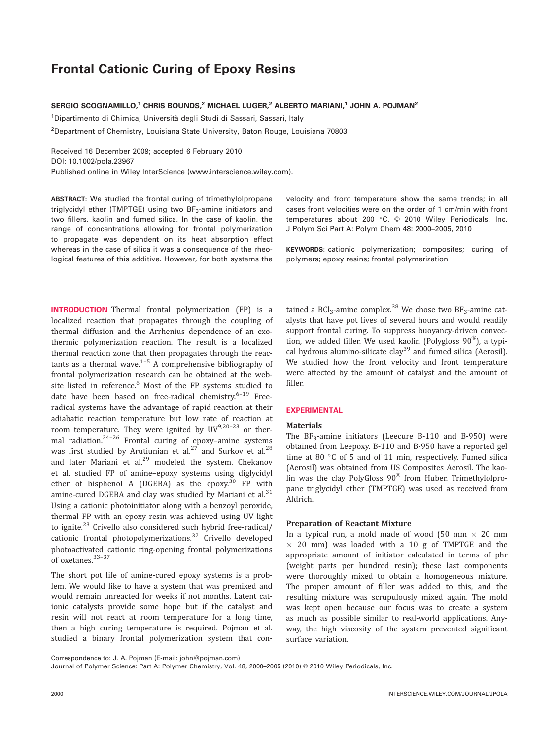# Frontal Cationic Curing of Epoxy Resins

**SERGIO SCOGNAMILLO,[1] CHRIS BOUNDS,[2] MICHAEL LUGER,[2] ALBERTO MARIANI,[1] JOHN A. POJMAN[2]**

[1]Dipartimento di Chimica, Università degli Studi di Sassari, Sassari, Italy

[2]Department of Chemistry, Louisiana State University, Baton Rouge, Louisiana 70803

Received 16 December 2009; accepted 6 February 2010
DOI: 10.1002/pola.23967
Published online in Wiley InterScience (www.interscience.wiley.com).

**ABSTRACT**: We studied the frontal curing of trimethylolpropane triglycidyl ether (TMPTGE) using two $BF_3$-amine initiators and two fillers, kaolin and fumed silica. In the case of kaolin, the range of concentrations allowing for frontal polymerization to propagate was dependent on its heat absorption effect whereas in the case of silica it was a consequence of the rheological features of this additive. However, for both systems the velocity and front temperature show the same trends; in all cases front velocities were on the order of 1 cm/min with front temperatures about 200 °C. © 2010 Wiley Periodicals, Inc. J Polym Sci Part A: Polym Chem 48: 2000–2005, 2010

**KEYWORDS**: cationic polymerization; composites; curing of polymers; epoxy resins; frontal polymerization

**INTRODUCTION** Thermal frontal polymerization (FP) is a localized reaction that propagates through the coupling of thermal diffusion and the Arrhenius dependence of an exothermic polymerization reaction. The result is a localized thermal reaction zone that then propagates through the reactants as a thermal wave.[1–5] A comprehensive bibliography of frontal polymerization research can be obtained at the website listed in reference.[6] Most of the FP systems studied to date have been based on free-radical chemistry.[6–19] Free-radical systems have the advantage of rapid reaction at their adiabatic reaction temperature but low rate of reaction at room temperature. They were ignited by UV[9,20–23] or thermal radiation.[24–26] Frontal curing of epoxy–amine systems was first studied by Arutiunian et al.[27] and Surkov et al.[28] and later Mariani et al.[29] modeled the system. Chekanov et al. studied FP of amine–epoxy systems using diglycidyl ether of bisphenol A (DGEBA) as the epoxy.[30] FP with amine-cured DGEBA and clay was studied by Mariani et al.[31] Using a cationic photoinitiator along with a benzoyl peroxide, thermal FP with an epoxy resin was achieved using UV light to ignite.[23] Crivello also considered such hybrid free-radical/cationic frontal photopolymerizations.[32] Crivello developed photoactivated cationic ring-opening frontal polymerizations of oxetanes.[33–37]

The short pot life of amine-cured epoxy systems is a problem. We would like to have a system that was premixed and would remain unreacted for weeks if not months. Latent cationic catalysts provide some hope but if the catalyst and resin will not react at room temperature for a long time, then a high curing temperature is required. Pojman et al. studied a binary frontal polymerization system that contained a $BCl_3$-amine complex.[38] We chose two $BF_3$-amine catalysts that have pot lives of several hours and would readily support frontal curing. To suppress buoyancy-driven convection, we added filler. We used kaolin (Polygloss 90®), a typical hydrous alumino-silicate clay[39] and fumed silica (Aerosil). We studied how the front velocity and front temperature were affected by the amount of catalyst and the amount of filler.

## EXPERIMENTAL

### Materials

The $BF_3$-amine initiators (Leecure B-110 and B-950) were obtained from Leepoxy. B-110 and B-950 have a reported gel time at 80 °C of 5 and of 11 min, respectively. Fumed silica (Aerosil) was obtained from US Composites Aerosil. The kaolin was the clay PolyGloss 90® from Huber. Trimethylolpropane triglycidyl ether (TMPTGE) was used as received from Aldrich.

### Preparation of Reactant Mixture

In a typical run, a mold made of wood (50 mm × 20 mm × 20 mm) was loaded with a 10 g of TMPTGE and the appropriate amount of initiator calculated in terms of phr (weight parts per hundred resin); these last components were thoroughly mixed to obtain a homogeneous mixture. The proper amount of filler was added to this, and the resulting mixture was scrupulously mixed again. The mold was kept open because our focus was to create a system as much as possible similar to real-world applications. Anyway, the high viscosity of the system prevented significant surface variation.

Correspondence to: J. A. Pojman (E-mail: john@pojman.com)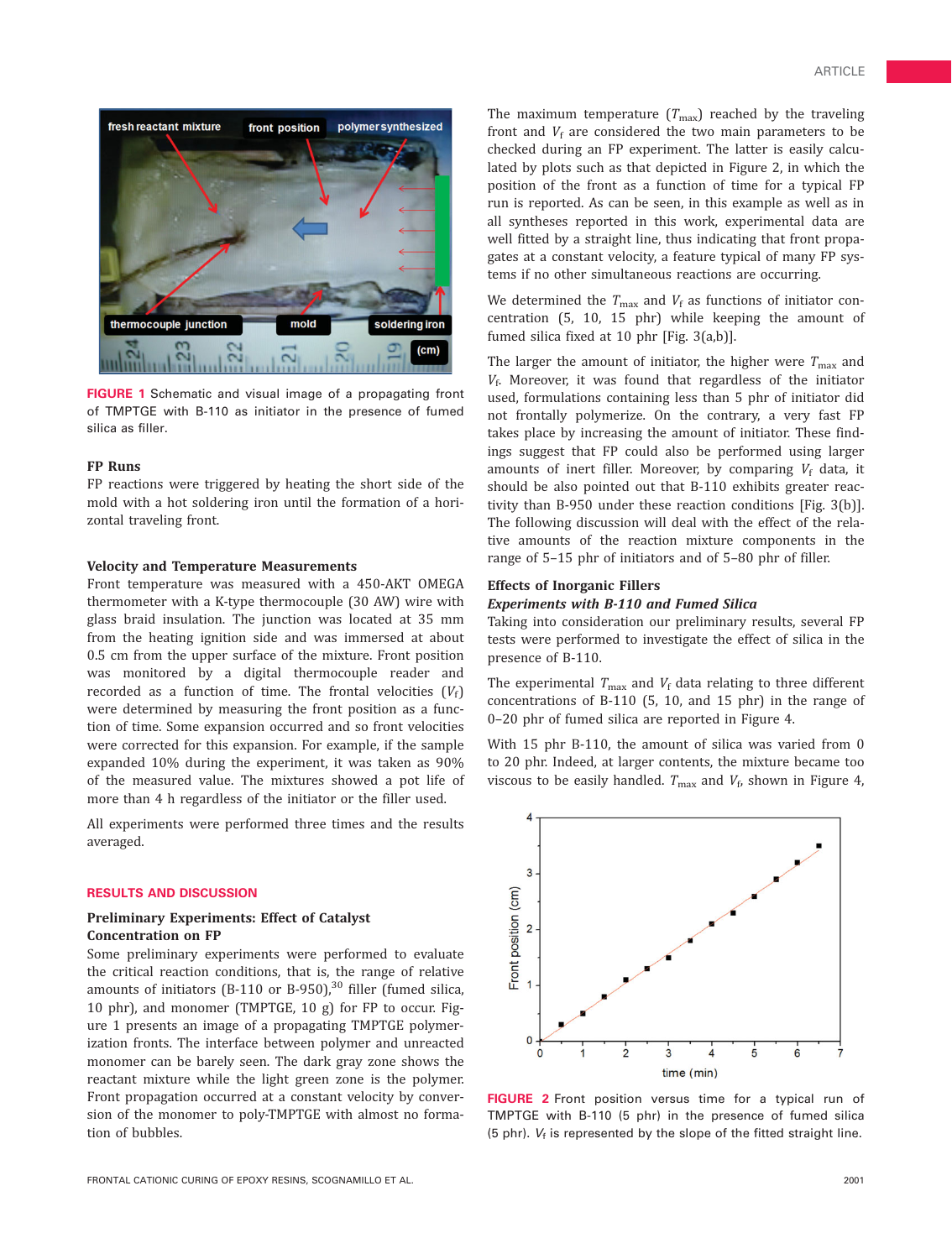FIGURE 1 Schematic and visual image of a propagating front of TMPTGE with B-110 as initiator in the presence of fumed silica as filler.

### FP Runs

FP reactions were triggered by heating the short side of the mold with a hot soldering iron until the formation of a horizontal traveling front.

### Velocity and Temperature Measurements

Front temperature was measured with a 450-AKT OMEGA thermometer with a K-type thermocouple (30 AW) wire with glass braid insulation. The junction was located at 35 mm from the heating ignition side and was immersed at about 0.5 cm from the upper surface of the mixture. Front position was monitored by a digital thermocouple reader and recorded as a function of time. The frontal velocities ($V_f$) were determined by measuring the front position as a function of time. Some expansion occurred and so front velocities were corrected for this expansion. For example, if the sample expanded 10% during the experiment, it was taken as 90% of the measured value. The mixtures showed a pot life of more than 4 h regardless of the initiator or the filler used.

All experiments were performed three times and the results averaged.

## RESULTS AND DISCUSSION

### Preliminary Experiments: Effect of Catalyst Concentration on FP

Some preliminary experiments were performed to evaluate the critical reaction conditions, that is, the range of relative amounts of initiators (B-110 or B-950),[30] filler (fumed silica, 10 phr), and monomer (TMPTGE, 10 g) for FP to occur. Figure 1 presents an image of a propagating TMPTGE polymerization fronts. The interface between polymer and unreacted monomer can be barely seen. The dark gray zone shows the reactant mixture while the light green zone is the polymer. Front propagation occurred at a constant velocity by conversion of the monomer to poly-TMPTGE with almost no formation of bubbles.

The maximum temperature ($T_{max}$) reached by the traveling front and $V_f$ are considered the two main parameters to be checked during an FP experiment. The latter is easily calculated by plots such as that depicted in Figure 2, in which the position of the front as a function of time for a typical FP run is reported. As can be seen, in this example as well as in all syntheses reported in this work, experimental data are well fitted by a straight line, thus indicating that front propagates at a constant velocity, a feature typical of many FP systems if no other simultaneous reactions are occurring.

We determined the $T_{max}$ and $V_f$ as functions of initiator concentration (5, 10, 15 phr) while keeping the amount of fumed silica fixed at 10 phr [Fig. 3(a,b)].

The larger the amount of initiator, the higher were $T_{max}$ and $V_f$. Moreover, it was found that regardless of the initiator used, formulations containing less than 5 phr of initiator did not frontally polymerize. On the contrary, a very fast FP takes place by increasing the amount of initiator. These findings suggest that FP could also be performed using larger amounts of inert filler. Moreover, by comparing $V_f$ data, it should be also pointed out that B-110 exhibits greater reactivity than B-950 under these reaction conditions [Fig. 3(b)]. The following discussion will deal with the effect of the relative amounts of the reaction mixture components in the range of 5–15 phr of initiators and of 5–80 phr of filler.

### Effects of Inorganic Fillers

#### *Experiments with B-110 and Fumed Silica*

Taking into consideration our preliminary results, several FP tests were performed to investigate the effect of silica in the presence of B-110.

The experimental $T_{max}$ and $V_f$ data relating to three different concentrations of B-110 (5, 10, and 15 phr) in the range of 0–20 phr of fumed silica are reported in Figure 4.

With 15 phr B-110, the amount of silica was varied from 0 to 20 phr. Indeed, at larger contents, the mixture became too viscous to be easily handled. $T_{max}$ and $V_f$, shown in Figure 4,

FIGURE 2 Front position versus time for a typical run of TMPTGE with B-110 (5 phr) in the presence of fumed silica (5 phr). $V_f$ is represented by the slope of the fitted straight line.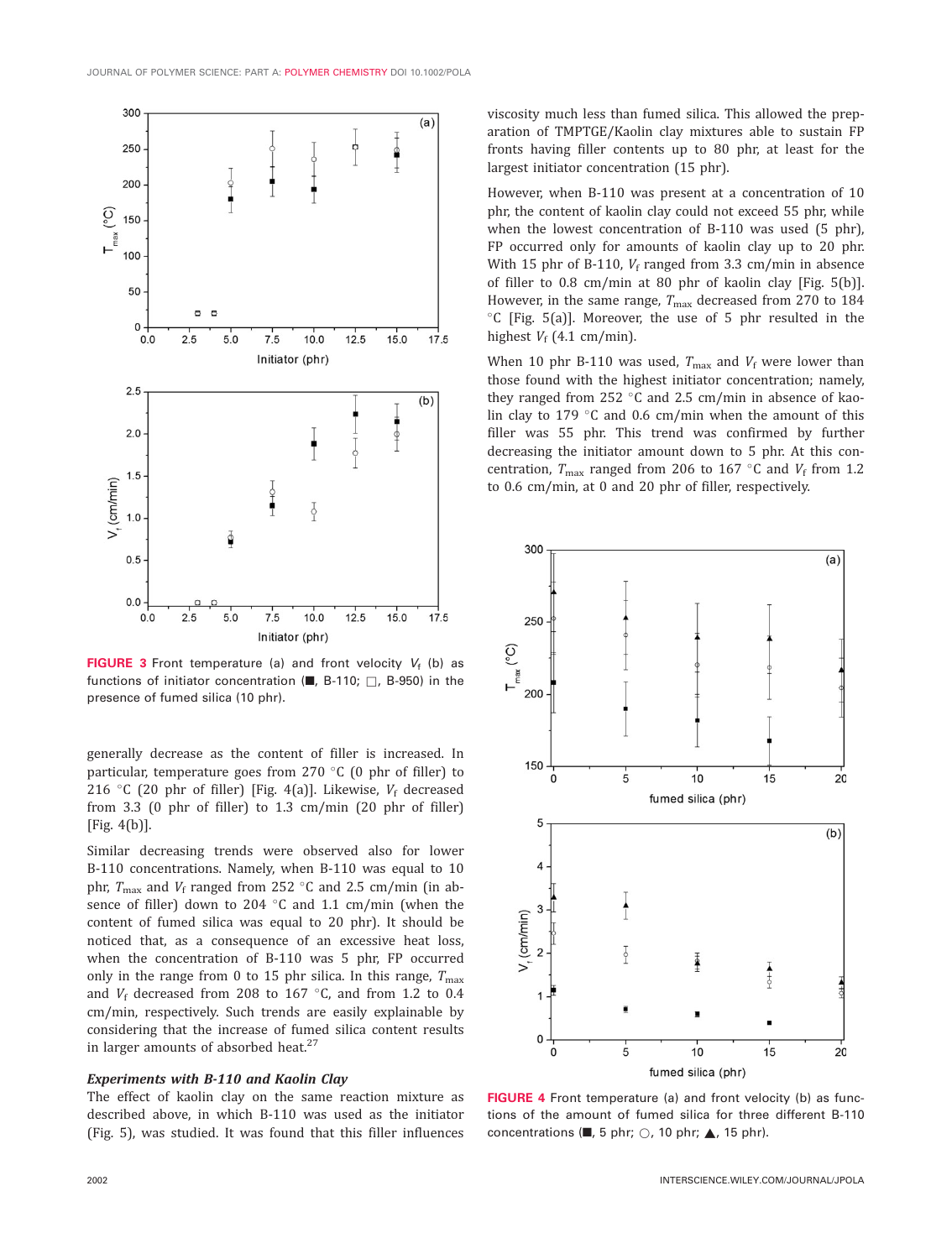FIGURE 3 Front temperature (a) and front velocity $V_f$ (b) as functions of initiator concentration (■, B-110; □, B-950) in the presence of fumed silica (10 phr).

generally decrease as the content of filler is increased. In particular, temperature goes from 270 °C (0 phr of filler) to 216 °C (20 phr of filler) [Fig. 4(a)]. Likewise, $V_f$ decreased from 3.3 (0 phr of filler) to 1.3 cm/min (20 phr of filler) [Fig. 4(b)].

Similar decreasing trends were observed also for lower B-110 concentrations. Namely, when B-110 was equal to 10 phr, $T_{max}$ and $V_f$ ranged from 252 °C and 2.5 cm/min (in absence of filler) down to 204 °C and 1.1 cm/min (when the content of fumed silica was equal to 20 phr). It should be noticed that, as a consequence of an excessive heat loss, when the concentration of B-110 was 5 phr, FP occurred only in the range from 0 to 15 phr silica. In this range, $T_{max}$ and $V_f$ decreased from 208 to 167 °C, and from 1.2 to 0.4 cm/min, respectively. Such trends are easily explainable by considering that the increase of fumed silica content results in larger amounts of absorbed heat.[27]

### *Experiments with B-110 and Kaolin Clay*

The effect of kaolin clay on the same reaction mixture as described above, in which B-110 was used as the initiator (Fig. 5), was studied. It was found that this filler influences viscosity much less than fumed silica. This allowed the preparation of TMPTGE/Kaolin clay mixtures able to sustain FP fronts having filler contents up to 80 phr, at least for the largest initiator concentration (15 phr).

However, when B-110 was present at a concentration of 10 phr, the content of kaolin clay could not exceed 55 phr, while when the lowest concentration of B-110 was used (5 phr), FP occurred only for amounts of kaolin clay up to 20 phr. With 15 phr of B-110, $V_f$ ranged from 3.3 cm/min in absence of filler to 0.8 cm/min at 80 phr of kaolin clay [Fig. 5(b)]. However, in the same range, $T_{max}$ decreased from 270 to 184 °C [Fig. 5(a)]. Moreover, the use of 5 phr resulted in the highest $V_f$ (4.1 cm/min).

When 10 phr B-110 was used, $T_{max}$ and $V_f$ were lower than those found with the highest initiator concentration; namely, they ranged from 252 °C and 2.5 cm/min in absence of kaolin clay to 179 °C and 0.6 cm/min when the amount of this filler was 55 phr. This trend was confirmed by further decreasing the initiator amount down to 5 phr. At this concentration, $T_{max}$ ranged from 206 to 167 °C and $V_f$ from 1.2 to 0.6 cm/min, at 0 and 20 phr of filler, respectively.

FIGURE 4 Front temperature (a) and front velocity (b) as functions of the amount of fumed silica for three different B-110 concentrations (■, 5 phr; ○, 10 phr; ▲, 15 phr).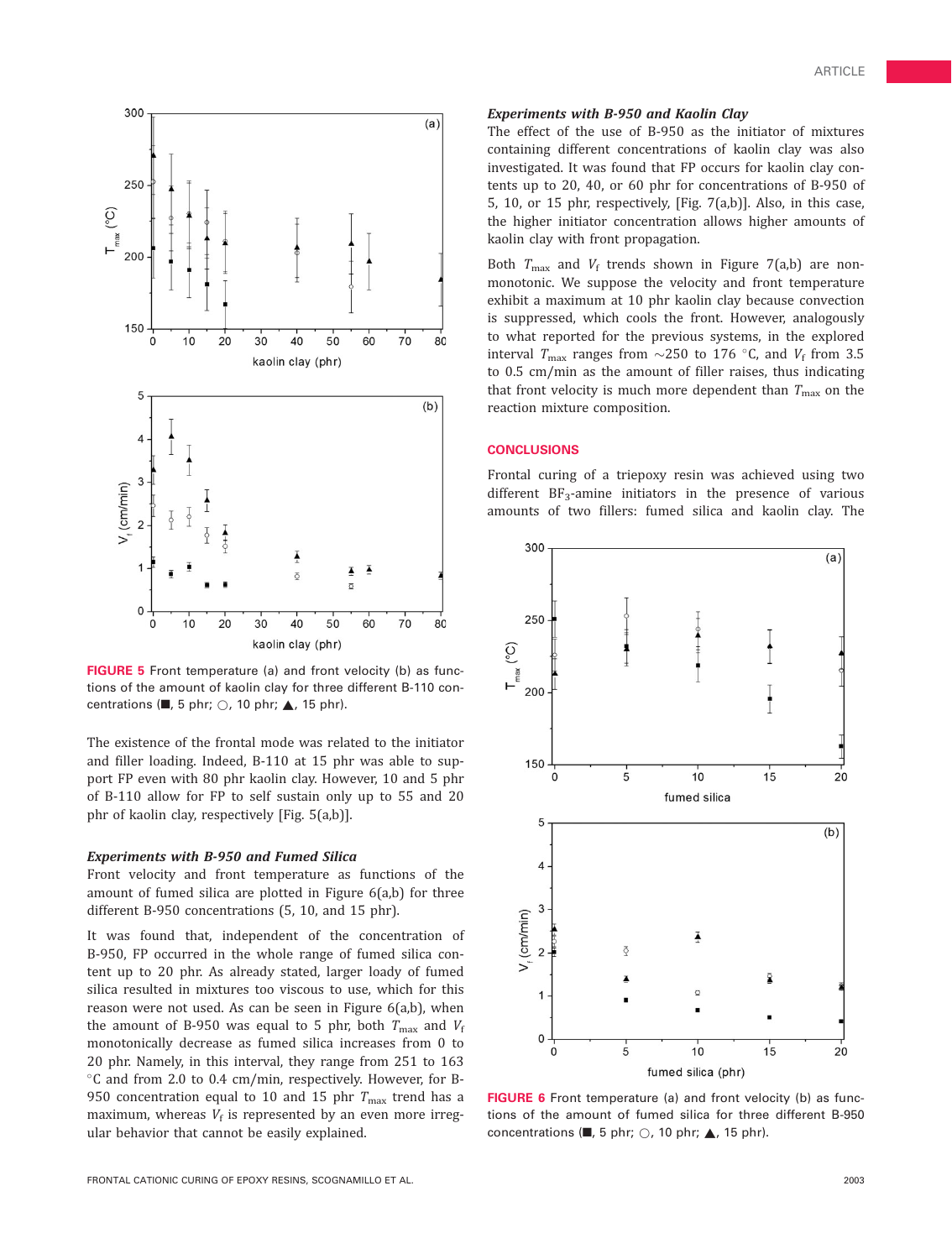FIGURE 5 Front temperature (a) and front velocity (b) as functions of the amount of kaolin clay for three different B-110 concentrations (■, 5 phr; ○, 10 phr; ▲, 15 phr).

The existence of the frontal mode was related to the initiator and filler loading. Indeed, B-110 at 15 phr was able to support FP even with 80 phr kaolin clay. However, 10 and 5 phr of B-110 allow for FP to self sustain only up to 55 and 20 phr of kaolin clay, respectively [Fig. 5(a,b)].

### *Experiments with B-950 and Fumed Silica*

Front velocity and front temperature as functions of the amount of fumed silica are plotted in Figure 6(a,b) for three different B-950 concentrations (5, 10, and 15 phr).

It was found that, independent of the concentration of B-950, FP occurred in the whole range of fumed silica content up to 20 phr. As already stated, larger loady of fumed silica resulted in mixtures too viscous to use, which for this reason were not used. As can be seen in Figure 6(a,b), when the amount of B-950 was equal to 5 phr, both $T_{max}$ and $V_f$ monotonically decrease as fumed silica increases from 0 to 20 phr. Namely, in this interval, they range from 251 to 163 °C and from 2.0 to 0.4 cm/min, respectively. However, for B-950 concentration equal to 10 and 15 phr $T_{max}$ trend has a maximum, whereas $V_f$ is represented by an even more irregular behavior that cannot be easily explained.

### *Experiments with B-950 and Kaolin Clay*

The effect of the use of B-950 as the initiator of mixtures containing different concentrations of kaolin clay was also investigated. It was found that FP occurs for kaolin clay contents up to 20, 40, or 60 phr for concentrations of B-950 of 5, 10, or 15 phr, respectively, [Fig. 7(a,b)]. Also, in this case, the higher initiator concentration allows higher amounts of kaolin clay with front propagation.

Both $T_{max}$ and $V_f$ trends shown in Figure 7(a,b) are non-monotonic. We suppose the velocity and front temperature exhibit a maximum at 10 phr kaolin clay because convection is suppressed, which cools the front. However, analogously to what reported for the previous systems, in the explored interval $T_{max}$ ranges from ~250 to 176 °C, and $V_f$ from 3.5 to 0.5 cm/min as the amount of filler raises, thus indicating that front velocity is much more dependent than $T_{max}$ on the reaction mixture composition.

## CONCLUSIONS

Frontal curing of a triepoxy resin was achieved using two different $BF_3$-amine initiators in the presence of various amounts of two fillers: fumed silica and kaolin clay. The

FIGURE 6 Front temperature (a) and front velocity (b) as functions of the amount of fumed silica for three different B-950 concentrations (■, 5 phr; ○, 10 phr; ▲, 15 phr).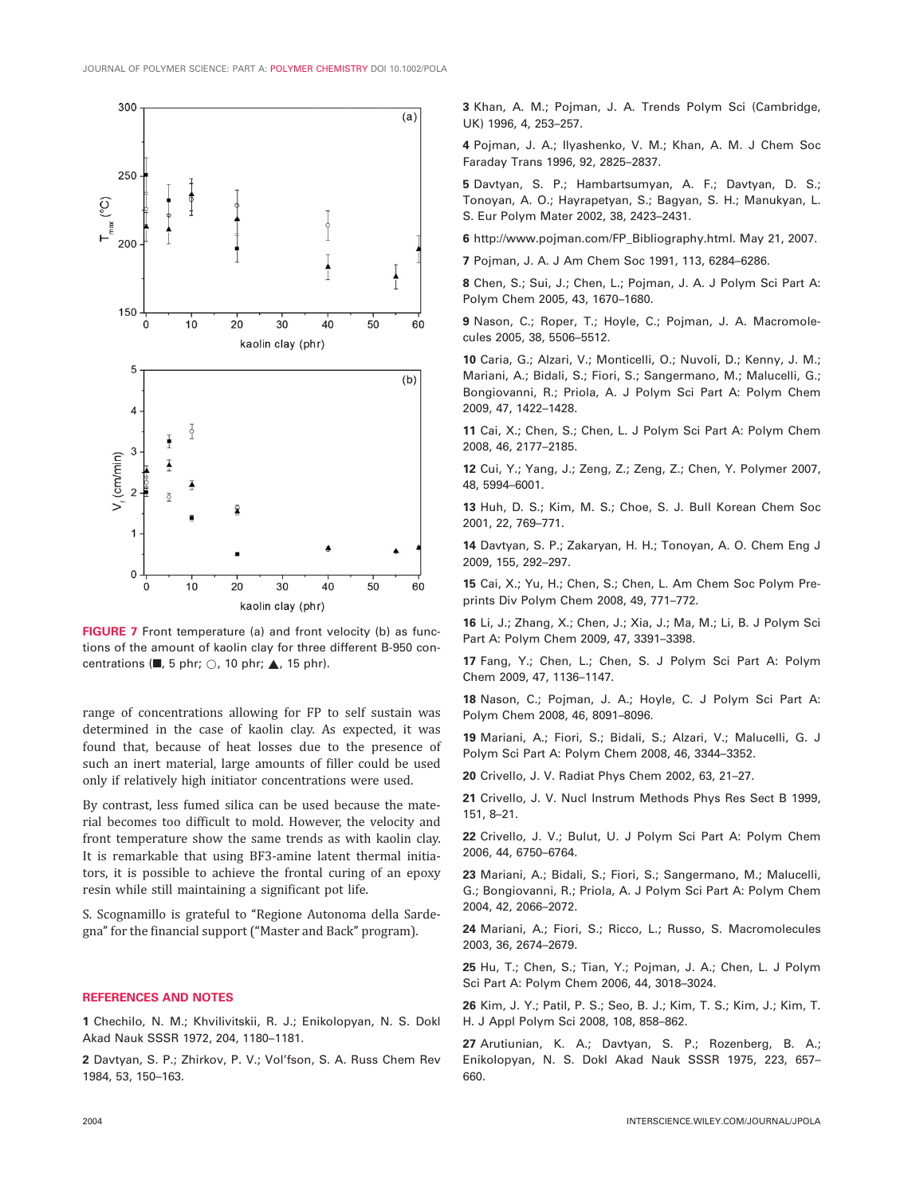FIGURE 7 Front temperature (a) and front velocity (b) as functions of the amount of kaolin clay for three different B-950 concentrations (■, 5 phr; ○, 10 phr; ▲, 15 phr).

range of concentrations allowing for FP to self sustain was determined in the case of kaolin clay. As expected, it was found that, because of heat losses due to the presence of such an inert material, large amounts of filler could be used only if relatively high initiator concentrations were used.

By contrast, less fumed silica can be used because the material becomes too difficult to mold. However, the velocity and front temperature show the same trends as with kaolin clay. It is remarkable that using BF3-amine latent thermal initiators, it is possible to achieve the frontal curing of an epoxy resin while still maintaining a significant pot life.

S. Scognamillo is grateful to "Regione Autonoma della Sardegna" for the financial support ("Master and Back" program).

## REFERENCES AND NOTES

**1** Chechilo, N. M.; Khvilivitskii, R. J.; Enikolopyan, N. S. Dokl Akad Nauk SSSR 1972, 204, 1180–1181.

**2** Davtyan, S. P.; Zhirkov, P. V.; Vol'fson, S. A. Russ Chem Rev 1984, 53, 150–163.

**3** Khan, A. M.; Pojman, J. A. Trends Polym Sci (Cambridge, UK) 1996, 4, 253–257.

**4** Pojman, J. A.; Ilyashenko, V. M.; Khan, A. M. J Chem Soc Faraday Trans 1996, 92, 2825–2837.

**5** Davtyan, S. P.; Hambartsumyan, A. F.; Davtyan, D. S.; Tonoyan, A. O.; Hayrapetyan, S.; Bagyan, S. H.; Manukyan, L. S. Eur Polym Mater 2002, 38, 2423–2431.

**6** http://www.pojman.com/FP_Bibliography.html. May 21, 2007.

**7** Pojman, J. A. J Am Chem Soc 1991, 113, 6284–6286.

**8** Chen, S.; Sui, J.; Chen, L.; Pojman, J. A. J Polym Sci Part A: Polym Chem 2005, 43, 1670–1680.

**9** Nason, C.; Roper, T.; Hoyle, C.; Pojman, J. A. Macromolecules 2005, 38, 5506–5512.

**10** Caria, G.; Alzari, V.; Monticelli, O.; Nuvoli, D.; Kenny, J. M.; Mariani, A.; Bidali, S.; Fiori, S.; Sangermano, M.; Malucelli, G.; Bongiovanni, R.; Priola, A. J Polym Sci Part A: Polym Chem 2009, 47, 1422–1428.

**11** Cai, X.; Chen, S.; Chen, L. J Polym Sci Part A: Polym Chem 2008, 46, 2177–2185.

**12** Cui, Y.; Yang, J.; Zeng, Z.; Zeng, Z.; Chen, Y. Polymer 2007, 48, 5994–6001.

**13** Huh, D. S.; Kim, M. S.; Choe, S. J. Bull Korean Chem Soc 2001, 22, 769–771.

**14** Davtyan, S. P.; Zakaryan, H. H.; Tonoyan, A. O. Chem Eng J 2009, 155, 292–297.

**15** Cai, X.; Yu, H.; Chen, S.; Chen, L. Am Chem Soc Polym Preprints Div Polym Chem 2008, 49, 771–772.

**16** Li, J.; Zhang, X.; Chen, J.; Xia, J.; Ma, M.; Li, B. J Polym Sci Part A: Polym Chem 2009, 47, 3391–3398.

**17** Fang, Y.; Chen, L.; Chen, S. J Polym Sci Part A: Polym Chem 2009, 47, 1136–1147.

**18** Nason, C.; Pojman, J. A.; Hoyle, C. J Polym Sci Part A: Polym Chem 2008, 46, 8091–8096.

**19** Mariani, A.; Fiori, S.; Bidali, S.; Alzari, V.; Malucelli, G. J Polym Sci Part A: Polym Chem 2008, 46, 3344–3352.

**20** Crivello, J. V. Radiat Phys Chem 2002, 63, 21–27.

**21** Crivello, J. V. Nucl Instrum Methods Phys Res Sect B 1999, 151, 8–21.

**22** Crivello, J. V.; Bulut, U. J Polym Sci Part A: Polym Chem 2006, 44, 6750–6764.

**23** Mariani, A.; Bidali, S.; Fiori, S.; Sangermano, M.; Malucelli, G.; Bongiovanni, R.; Priola, A. J Polym Sci Part A: Polym Chem 2004, 42, 2066–2072.

**24** Mariani, A.; Fiori, S.; Ricco, L.; Russo, S. Macromolecules 2003, 36, 2674–2679.

**25** Hu, T.; Chen, S.; Tian, Y.; Pojman, J. A.; Chen, L. J Polym Sci Part A: Polym Chem 2006, 44, 3018–3024.

**26** Kim, J. Y.; Patil, P. S.; Seo, B. J.; Kim, T. S.; Kim, J.; Kim, T. H. J Appl Polym Sci 2008, 108, 858–862.

**27** Arutiunian, K. A.; Davtyan, S. P.; Rozenberg, B. A.; Enikolopyan, N. S. Dokl Akad Nauk SSSR 1975, 223, 657–660.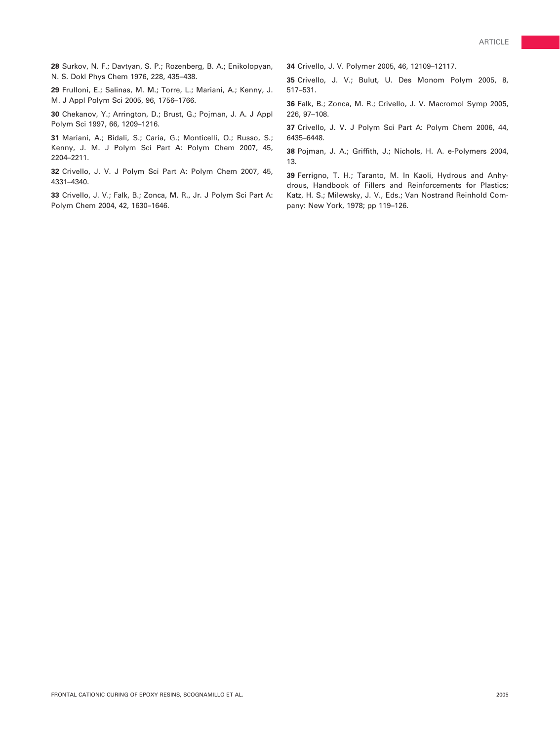28 Surkov, N. F.; Davtyan, S. P.; Rozenberg, B. A.; Enikolopyan, N. S. Dokl Phys Chem 1976, 228, 435–438.

29 Frulloni, E.; Salinas, M. M.; Torre, L.; Mariani, A.; Kenny, J. M. J Appl Polym Sci 2005, 96, 1756–1766.

30 Chekanov, Y.; Arrington, D.; Brust, G.; Pojman, J. A. J Appl Polym Sci 1997, 66, 1209–1216.

31 Mariani, A.; Bidali, S.; Caria, G.; Monticelli, O.; Russo, S.; Kenny, J. M. J Polym Sci Part A: Polym Chem 2007, 45, 2204–2211.

32 Crivello, J. V. J Polym Sci Part A: Polym Chem 2007, 45, 4331–4340.

33 Crivello, J. V.; Falk, B.; Zonca, M. R., Jr. J Polym Sci Part A: Polym Chem 2004, 42, 1630–1646.

34 Crivello, J. V. Polymer 2005, 46, 12109–12117.

35 Crivello, J. V.; Bulut, U. Des Monom Polym 2005, 8, 517–531.

36 Falk, B.; Zonca, M. R.; Crivello, J. V. Macromol Symp 2005, 226, 97–108.

37 Crivello, J. V. J Polym Sci Part A: Polym Chem 2006, 44, 6435–6448.

38 Pojman, J. A.; Griffith, J.; Nichols, H. A. e-Polymers 2004, 13.

39 Ferrigno, T. H.; Taranto, M. In Kaoli, Hydrous and Anhydrous, Handbook of Fillers and Reinforcements for Plastics; Katz, H. S.; Milewsky, J. V., Eds.; Van Nostrand Reinhold Company: New York, 1978; pp 119–126.